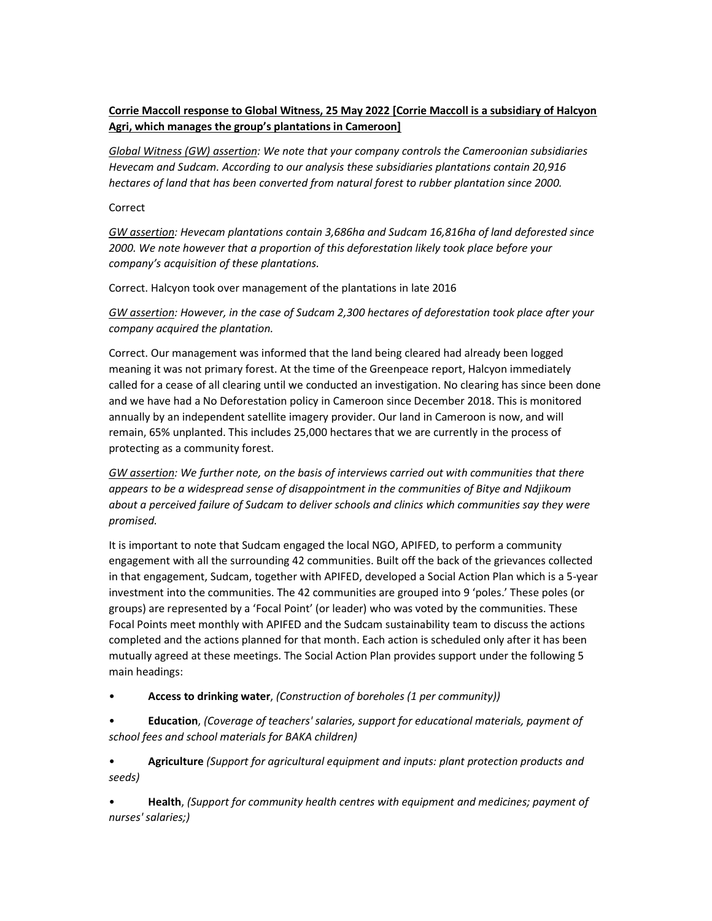**<u>Corrie Maccoll response to Global Witness, 25 May 2022 [Corrie Maccoll is a subsidiary of Halcyon Agri, which manages the group's plantations in Cameroon]</u>**

*<u>Global Witness (GW) assertion</u>: We note that your company controls the Cameroonian subsidiaries Hevecam and Sudcam. According to our analysis these subsidiaries plantations contain 20,916 hectares of land that has been converted from natural forest to rubber plantation since 2000.*

Correct

*<u>GW assertion</u>: Hevecam plantations contain 3,686ha and Sudcam 16,816ha of land deforested since 2000. We note however that a proportion of this deforestation likely took place before your company's acquisition of these plantations.*

Correct. Halcyon took over management of the plantations in late 2016

*<u>GW assertion</u>: However, in the case of Sudcam 2,300 hectares of deforestation took place after your company acquired the plantation.*

Correct. Our management was informed that the land being cleared had already been logged meaning it was not primary forest. At the time of the Greenpeace report, Halcyon immediately called for a cease of all clearing until we conducted an investigation. No clearing has since been done and we have had a No Deforestation policy in Cameroon since December 2018. This is monitored annually by an independent satellite imagery provider. Our land in Cameroon is now, and will remain, 65% unplanted. This includes 25,000 hectares that we are currently in the process of protecting as a community forest.

*<u>GW assertion</u>: We further note, on the basis of interviews carried out with communities that there appears to be a widespread sense of disappointment in the communities of Bitye and Ndjikoum about a perceived failure of Sudcam to deliver schools and clinics which communities say they were promised.*

It is important to note that Sudcam engaged the local NGO, APIFED, to perform a community engagement with all the surrounding 42 communities. Built off the back of the grievances collected in that engagement, Sudcam, together with APIFED, developed a Social Action Plan which is a 5-year investment into the communities. The 42 communities are grouped into 9 'poles.' These poles (or groups) are represented by a 'Focal Point' (or leader) who was voted by the communities. These Focal Points meet monthly with APIFED and the Sudcam sustainability team to discuss the actions completed and the actions planned for that month. Each action is scheduled only after it has been mutually agreed at these meetings. The Social Action Plan provides support under the following 5 main headings:

- **Access to drinking water**, *(Construction of boreholes (1 per community))*
- **Education**, *(Coverage of teachers' salaries, support for educational materials, payment of school fees and school materials for BAKA children)*
- **Agriculture** *(Support for agricultural equipment and inputs: plant protection products and seeds)*
- **Health**, *(Support for community health centres with equipment and medicines; payment of nurses' salaries;)*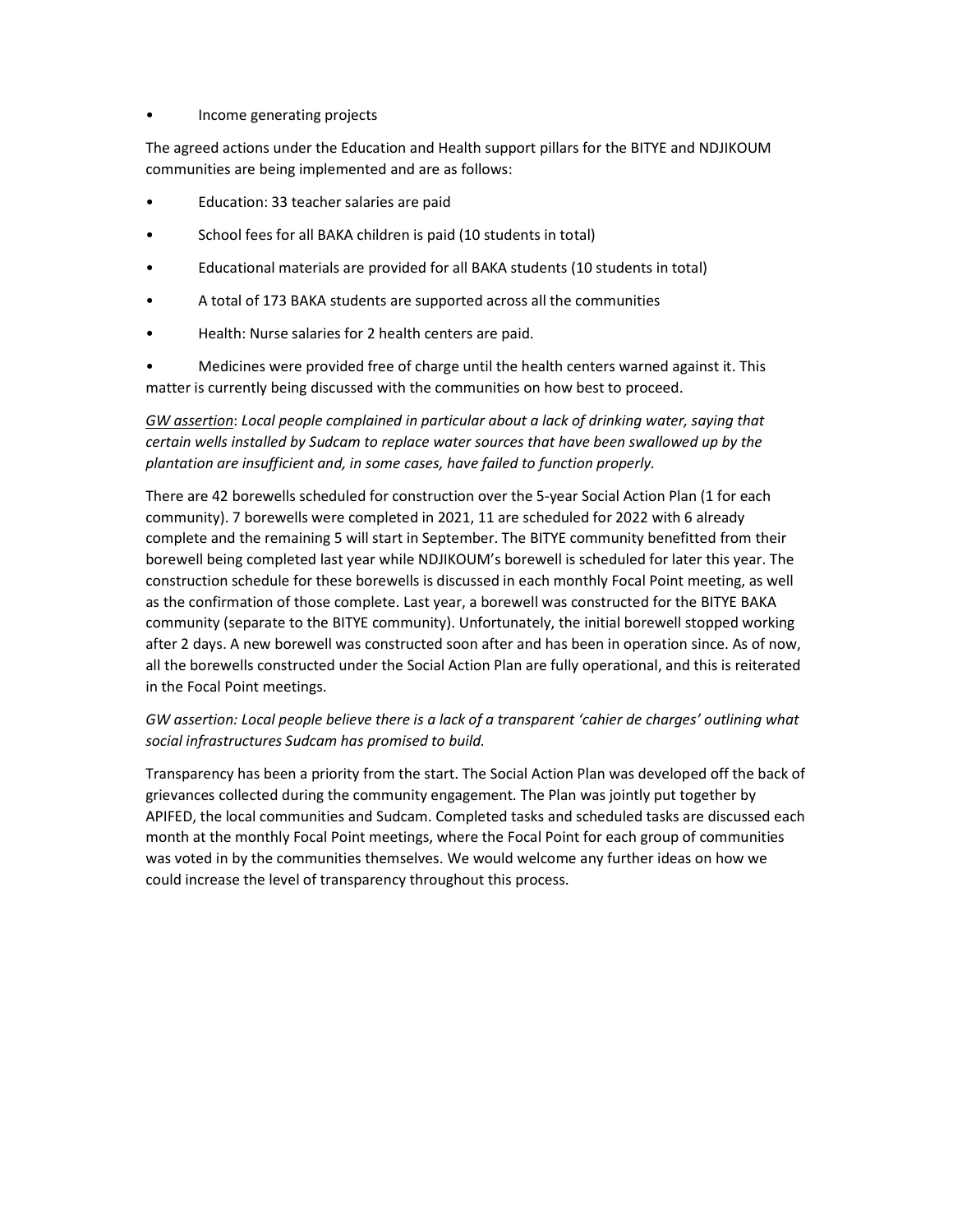- Income generating projects

The agreed actions under the Education and Health support pillars for the BITYE and NDJIKOUM communities are being implemented and are as follows:

- Education: 33 teacher salaries are paid
- School fees for all BAKA children is paid (10 students in total)
- Educational materials are provided for all BAKA students (10 students in total)
- A total of 173 BAKA students are supported across all the communities
- Health: Nurse salaries for 2 health centers are paid.
- Medicines were provided free of charge until the health centers warned against it. This matter is currently being discussed with the communities on how best to proceed.

<u>GW assertion</u>: *Local people complained in particular about a lack of drinking water, saying that certain wells installed by Sudcam to replace water sources that have been swallowed up by the plantation are insufficient and, in some cases, have failed to function properly.*

There are 42 borewells scheduled for construction over the 5-year Social Action Plan (1 for each community). 7 borewells were completed in 2021, 11 are scheduled for 2022 with 6 already complete and the remaining 5 will start in September. The BITYE community benefitted from their borewell being completed last year while NDJIKOUM's borewell is scheduled for later this year. The construction schedule for these borewells is discussed in each monthly Focal Point meeting, as well as the confirmation of those complete. Last year, a borewell was constructed for the BITYE BAKA community (separate to the BITYE community). Unfortunately, the initial borewell stopped working after 2 days. A new borewell was constructed soon after and has been in operation since. As of now, all the borewells constructed under the Social Action Plan are fully operational, and this is reiterated in the Focal Point meetings.

*GW assertion: Local people believe there is a lack of a transparent 'cahier de charges' outlining what social infrastructures Sudcam has promised to build.*

Transparency has been a priority from the start. The Social Action Plan was developed off the back of grievances collected during the community engagement. The Plan was jointly put together by APIFED, the local communities and Sudcam. Completed tasks and scheduled tasks are discussed each month at the monthly Focal Point meetings, where the Focal Point for each group of communities was voted in by the communities themselves. We would welcome any further ideas on how we could increase the level of transparency throughout this process.